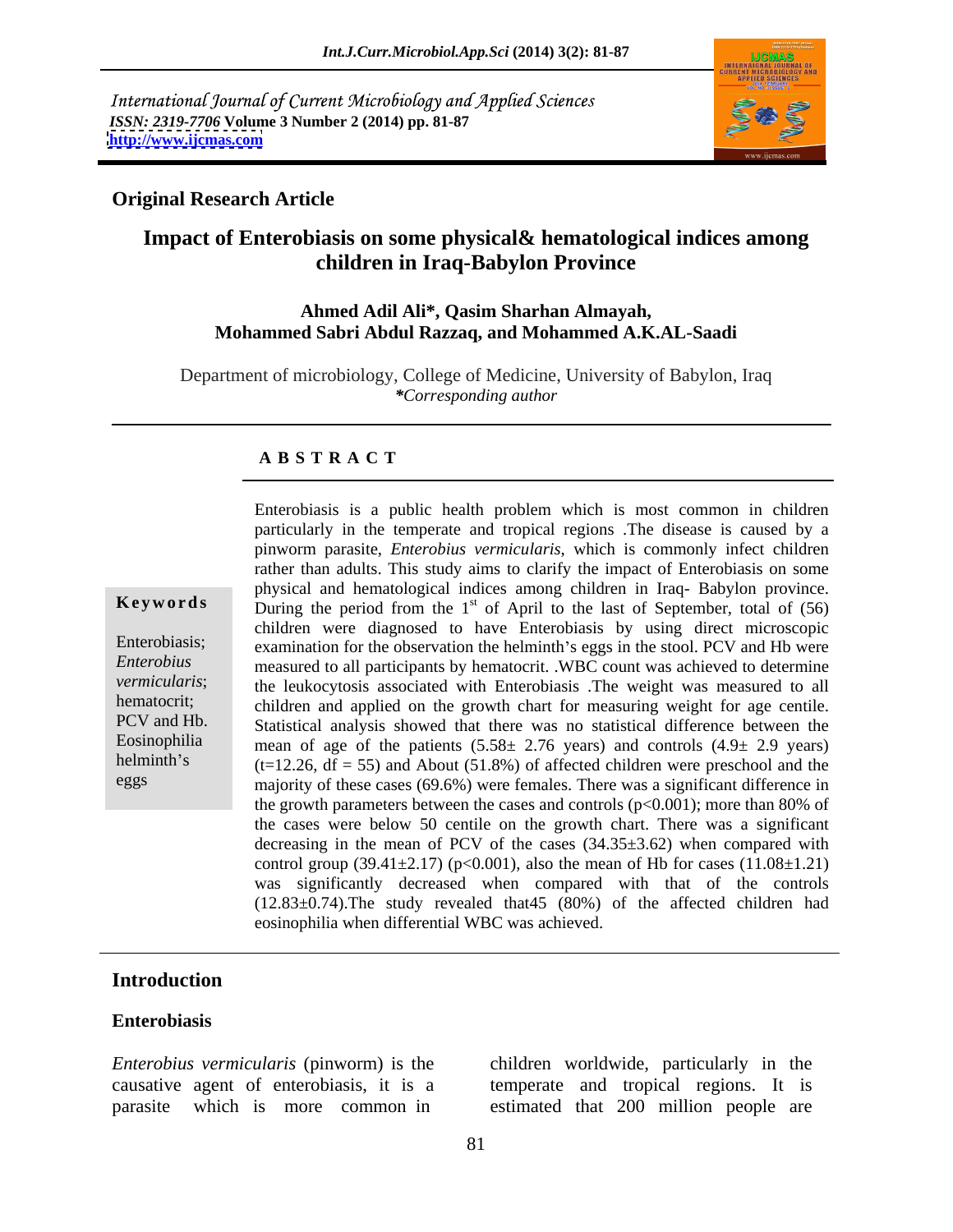International Journal of Current Microbiology and Applied Sciences
*ISSN: 2319-7706* **Volume 3 Number 2 (2014) pp. 81-87**
**http://www.ijcmas.com**

**Original Research Article**

# Impact of Enterobiasis on some physical& hematological indices among children in Iraq-Babylon Province

**Ahmed Adil Ali\*, Qasim Sharhan Almayah, Mohammed Sabri Abdul Razzaq, and Mohammed A.K.AL-Saadi**

Department of microbiology, College of Medicine, University of Babylon, Iraq
*\*Corresponding author*

## A B S T R A C T

**Keywords**

Enterobiasis; *Enterobius vermicularis*; hematocrit; PCV and Hb. Eosinophilia helminth's eggs

Enterobiasis is a public health problem which is most common in children particularly in the temperate and tropical regions .The disease is caused by a pinworm parasite, *Enterobius vermicularis*, which is commonly infect children rather than adults. This study aims to clarify the impact of Enterobiasis on some physical and hematological indices among children in Iraq- Babylon province. During the period from the 1st of April to the last of September, total of (56) children were diagnosed to have Enterobiasis by using direct microscopic examination for the observation the helminth's eggs in the stool. PCV and Hb were measured to all participants by hematocrit. .WBC count was achieved to determine the leukocytosis associated with Enterobiasis .The weight was measured to all children and applied on the growth chart for measuring weight for age centile. Statistical analysis showed that there was no statistical difference between the mean of age of the patients (5.58± 2.76 years) and controls (4.9± 2.9 years) (t=12.26, df = 55) and About (51.8%) of affected children were preschool and the majority of these cases (69.6%) were females. There was a significant difference in the growth parameters between the cases and controls ($p<0.001$); more than 80% of the cases were below 50 centile on the growth chart. There was a significant decreasing in the mean of PCV of the cases (34.35±3.62) when compared with control group (39.41±2.17) ($p<0.001$), also the mean of Hb for cases (11.08±1.21) was significantly decreased when compared with that of the controls (12.83±0.74).The study revealed that45 (80%) of the affected children had eosinophilia when differential WBC was achieved.

## Introduction

### Enterobiasis

*Enterobius vermicularis* (pinworm) is the causative agent of enterobiasis, it is a parasite which is more common in children worldwide, particularly in the temperate and tropical regions. It is estimated that 200 million people are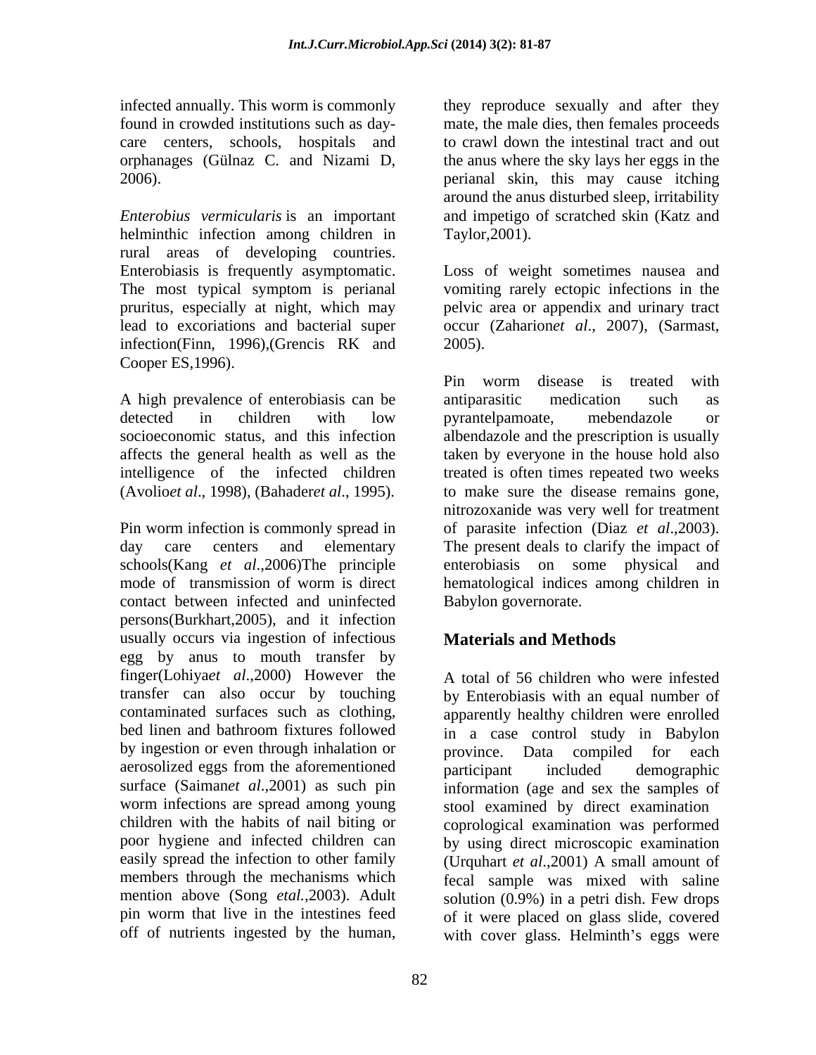infected annually. This worm is commonly found in crowded institutions such as day-care centers, schools, hospitals and orphanages (Gülnaz C. and Nizami D, 2006).

*Enterobius vermicularis* is an important helminthic infection among children in rural areas of developing countries. Enterobiasis is frequently asymptomatic. The most typical symptom is perianal pruritus, especially at night, which may lead to excoriations and bacterial super infection(Finn, 1996),(Grencis RK and Cooper ES,1996).

A high prevalence of enterobiasis can be detected in children with low socioeconomic status, and this infection affects the general health as well as the intelligence of the infected children (Avolio*et al*., 1998), (Bahader*et al*., 1995).

Pin worm infection is commonly spread in day care centers and elementary schools(Kang *et al*.,2006)The principle mode of transmission of worm is direct contact between infected and uninfected persons(Burkhart,2005), and it infection usually occurs via ingestion of infectious egg by anus to mouth transfer by finger(Lohiya*et al*.,2000) However the transfer can also occur by touching contaminated surfaces such as clothing, bed linen and bathroom fixtures followed by ingestion or even through inhalation or aerosolized eggs from the aforementioned surface (Saiman*et al*.,2001) as such pin worm infections are spread among young children with the habits of nail biting or poor hygiene and infected children can easily spread the infection to other family members through the mechanisms which mention above (Song *etal.*,2003). Adult pin worm that live in the intestines feed off of nutrients ingested by the human, they reproduce sexually and after they mate, the male dies, then females proceeds to crawl down the intestinal tract and out the anus where the sky lays her eggs in the perianal skin, this may cause itching around the anus disturbed sleep, irritability and impetigo of scratched skin (Katz and Taylor,2001).

Loss of weight sometimes nausea and vomiting rarely ectopic infections in the pelvic area or appendix and urinary tract occur (Zaharion*et al*., 2007), (Sarmast, 2005).

Pin worm disease is treated with antiparasitic medication such as pyrantelpamoate, mebendazole or albendazole and the prescription is usually taken by everyone in the house hold also treated is often times repeated two weeks to make sure the disease remains gone, nitrozoxanide was very well for treatment of parasite infection (Diaz *et al*.,2003). The present deals to clarify the impact of enterobiasis on some physical and hematological indices among children in Babylon governorate.

## Materials and Methods

A total of 56 children who were infested by Enterobiasis with an equal number of apparently healthy children were enrolled in a case control study in Babylon province. Data compiled for each participant included demographic information (age and sex the samples of stool examined by direct examination coprological examination was performed by using direct microscopic examination (Urquhart *et al*.,2001) A small amount of fecal sample was mixed with saline solution (0.9%) in a petri dish. Few drops of it were placed on glass slide, covered with cover glass. Helminth's eggs were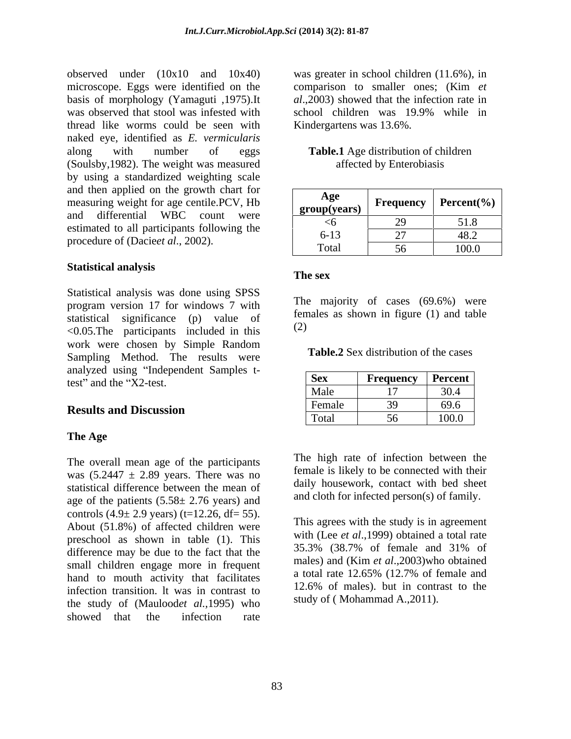observed under (10x10 and 10x40) microscope. Eggs were identified on the basis of morphology (Yamaguti ,1975).It was observed that stool was infested with thread like worms could be seen with naked eye, identified as *E. vermicularis* along with number of eggs (Soulsby,1982). The weight was measured by using a standardized weighting scale and then applied on the growth chart for measuring weight for age centile.PCV, Hb and differential WBC count were estimated to all participants following the procedure of (Dacie*et al*., 2002).

### Statistical analysis

Statistical analysis was done using SPSS program version 17 for windows 7 with statistical significance (p) value of <0.05.The participants included in this work were chosen by Simple Random Sampling Method. The results were analyzed using "Independent Samples t-test" and the "X2-test.

## Results and Discussion

### The Age

The overall mean age of the participants was (5.2447 ± 2.89 years. There was no statistical difference between the mean of age of the patients (5.58± 2.76 years) and controls (4.9± 2.9 years) (t=12.26, df= 55). About (51.8%) of affected children were preschool as shown in table (1). This difference may be due to the fact that the small children engage more in frequent hand to mouth activity that facilitates infection transition. lt was in contrast to the study of (Maulood*et al.*,1995) who showed that the infection rate was greater in school children (11.6%), in comparison to smaller ones; (Kim *et al*.,2003) showed that the infection rate in school children was 19.9% while in Kindergartens was 13.6%.

**Table.1** Age distribution of children affected by Enterobiasis

| Age group(years) | Frequency | Percent(%) |
|---|---|---|
| <6 | 29 | 51.8 |
| 6-13 | 27 | 48.2 |
| Total | 56 | 100.0 |

### The sex

The majority of cases (69.6%) were females as shown in figure (1) and table (2)

**Table.2** Sex distribution of the cases

| Sex | Frequency | Percent |
|---|---|---|
| Male | 17 | 30.4 |
| Female | 39 | 69.6 |
| Total | 56 | 100.0 |

The high rate of infection between the female is likely to be connected with their daily housework, contact with bed sheet and cloth for infected person(s) of family.

This agrees with the study is in agreement with (Lee *et al*.,1999) obtained a total rate 35.3% (38.7% of female and 31% of males) and (Kim *et al*.,2003)who obtained a total rate 12.65% (12.7% of female and 12.6% of males). but in contrast to the study of ( Mohammad A.,2011).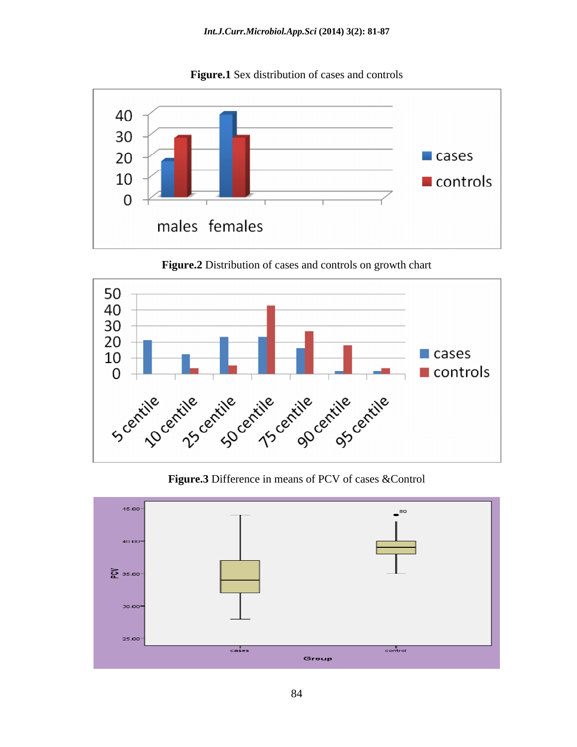**Figure.1** Sex distribution of cases and controls

**Figure.2** Distribution of cases and controls on growth chart

**Figure.3** Difference in means of PCV of cases &Control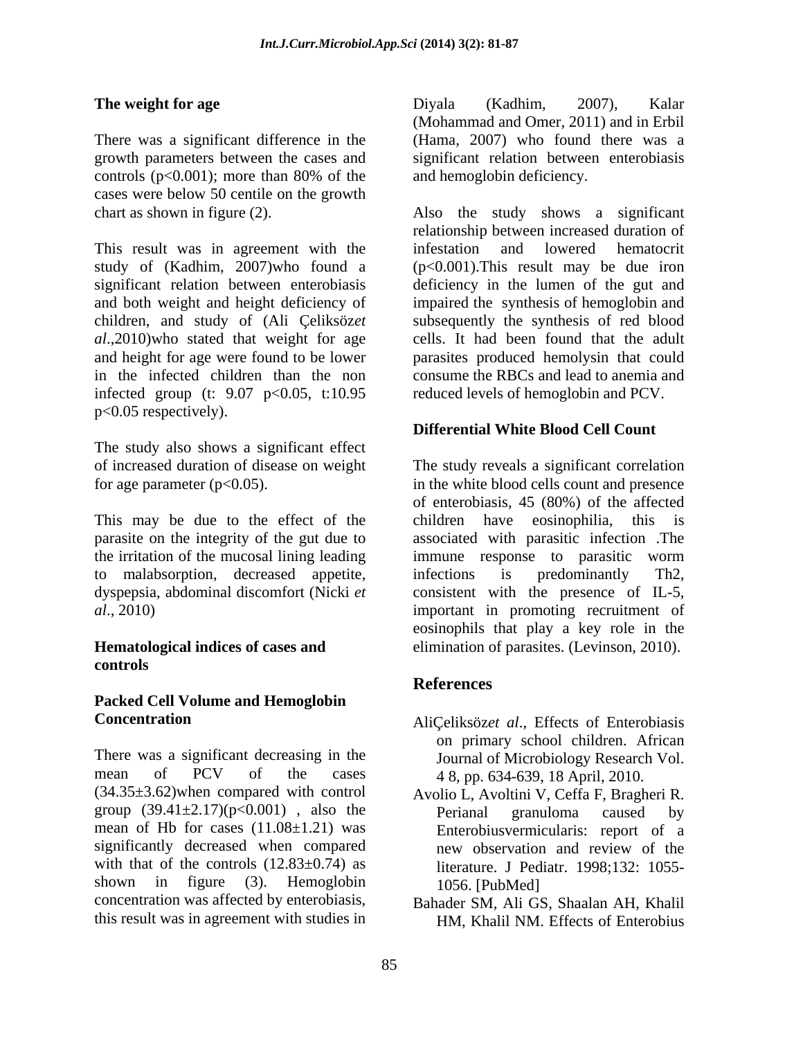**The weight for age**

There was a significant difference in the growth parameters between the cases and controls ($p<0.001$); more than 80% of the cases were below 50 centile on the growth chart as shown in figure (2).

This result was in agreement with the study of (Kadhim, 2007)who found a significant relation between enterobiasis and both weight and height deficiency of children, and study of (Ali Çeliksöz*et al*.,2010)who stated that weight for age and height for age were found to be lower in the infected children than the non infected group (t: 9.07 $p<0.05$, t:10.95 $p<0.05$ respectively).

The study also shows a significant effect of increased duration of disease on weight for age parameter ($p<0.05$).

This may be due to the effect of the parasite on the integrity of the gut due to the irritation of the mucosal lining leading to malabsorption, decreased appetite, dyspepsia, abdominal discomfort (Nicki *et al*., 2010)

**Hematological indices of cases and controls**

**Packed Cell Volume and Hemoglobin Concentration**

There was a significant decreasing in the mean of PCV of the cases (34.35±3.62)when compared with control group (39.41±2.17)($p<0.001$) , also the mean of Hb for cases (11.08±1.21) was significantly decreased when compared with that of the controls (12.83±0.74) as shown in figure (3). Hemoglobin concentration was affected by enterobiasis, this result was in agreement with studies in Diyala (Kadhim, 2007), Kalar (Mohammad and Omer, 2011) and in Erbil (Hama, 2007) who found there was a significant relation between enterobiasis and hemoglobin deficiency.

Also the study shows a significant relationship between increased duration of infestation and lowered hematocrit ($p<0.001$).This result may be due iron deficiency in the lumen of the gut and impaired the synthesis of hemoglobin and subsequently the synthesis of red blood cells. It had been found that the adult parasites produced hemolysin that could consume the RBCs and lead to anemia and reduced levels of hemoglobin and PCV.

**Differential White Blood Cell Count**

The study reveals a significant correlation in the white blood cells count and presence of enterobiasis, 45 (80%) of the affected children have eosinophilia, this is associated with parasitic infection .The immune response to parasitic worm infections is predominantly Th2, consistent with the presence of IL-5, important in promoting recruitment of eosinophils that play a key role in the elimination of parasites. (Levinson, 2010).

## References

AliÇeliksöz*et al*., Effects of Enterobiasis on primary school children. African Journal of Microbiology Research Vol. 4 8, pp. 634-639, 18 April, 2010.

Avolio L, Avoltini V, Ceffa F, Bragheri R. Perianal granuloma caused by Enterobiusvermicularis: report of a new observation and review of the literature. J Pediatr. 1998;132: 1055-1056. [PubMed]

Bahader SM, Ali GS, Shaalan AH, Khalil HM, Khalil NM. Effects of Enterobius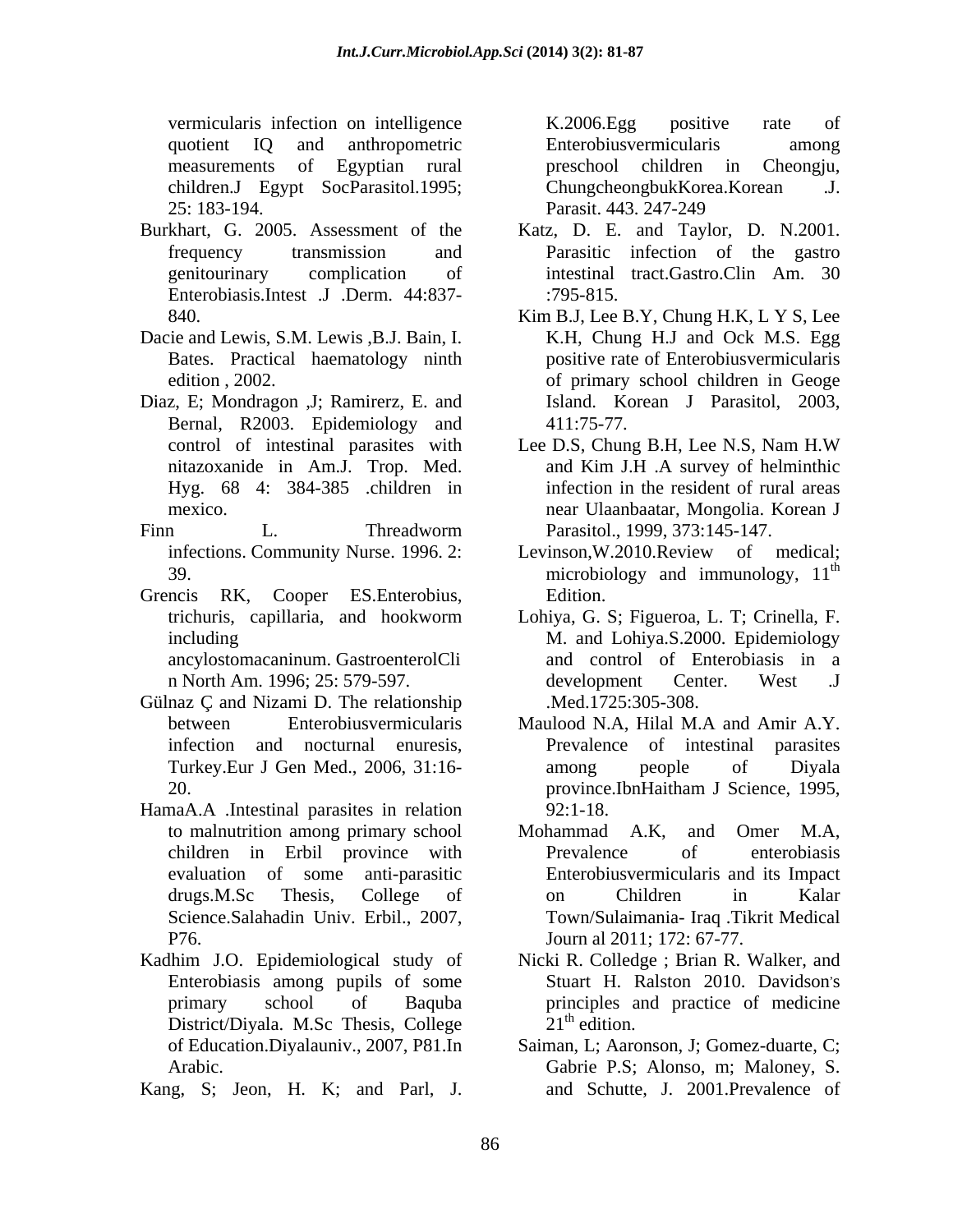vermicularis infection on intelligence quotient IQ and anthropometric measurements of Egyptian rural children.J Egypt SocParasitol.1995; 25: 183-194.

Burkhart, G. 2005. Assessment of the frequency transmission and genitourinary complication of Enterobiasis.Intest .J .Derm. 44:837-840.

Dacie and Lewis, S.M. Lewis ,B.J. Bain, I. Bates. Practical haematology ninth edition , 2002.

Diaz, E; Mondragon ,J; Ramirerz, E. and Bernal, R2003. Epidemiology and control of intestinal parasites with nitazoxanide in Am.J. Trop. Med. Hyg. 68 4: 384-385 .children in mexico.

Finn L. Threadworm infections. Community Nurse. 1996. 2: 39.

Grencis RK, Cooper ES.Enterobius, trichuris, capillaria, and hookworm including ancylostomacaninum. GastroenterolClin North Am. 1996; 25: 579-597.

Gülnaz Ç and Nizami D. The relationship between Enterobiusvermicularis infection and nocturnal enuresis, Turkey.Eur J Gen Med., 2006, 31:16-20.

HamaA.A .Intestinal parasites in relation to malnutrition among primary school children in Erbil province with evaluation of some anti-parasitic drugs.M.Sc Thesis, College of Science.Salahadin Univ. Erbil., 2007, P76.

Kadhim J.O. Epidemiological study of Enterobiasis among pupils of some primary school of Baquba District/Diyala. M.Sc Thesis, College of Education.Diyalauniv., 2007, P81.In Arabic.

Kang, S; Jeon, H. K; and Parl, J. K.2006.Egg positive rate of Enterobiusvermicularis among preschool children in Cheongju, ChungcheongbukKorea.Korean .J. Parasit. 443. 247-249

Katz, D. E. and Taylor, D. N.2001. Parasitic infection of the gastro intestinal tract.Gastro.Clin Am. 30 :795-815.

Kim B.J, Lee B.Y, Chung H.K, L Y S, Lee K.H, Chung H.J and Ock M.S. Egg positive rate of Enterobiusvermicularis of primary school children in Geoge Island. Korean J Parasitol, 2003, 411:75-77.

Lee D.S, Chung B.H, Lee N.S, Nam H.W and Kim J.H .A survey of helminthic infection in the resident of rural areas near Ulaanbaatar, Mongolia. Korean J Parasitol., 1999, 373:145-147.

Levinson,W.2010.Review of medical; microbiology and immunology, 11th Edition.

Lohiya, G. S; Figueroa, L. T; Crinella, F. M. and Lohiya.S.2000. Epidemiology and control of Enterobiasis in a development Center. West .J .Med.1725:305-308.

Maulood N.A, Hilal M.A and Amir A.Y. Prevalence of intestinal parasites among people of Diyala province.IbnHaitham J Science, 1995, 92:1-18.

Mohammad A.K, and Omer M.A, Prevalence of enterobiasis Enterobiusvermicularis and its Impact on Children in Kalar Town/Sulaimania- Iraq .Tikrit Medical Journ al 2011; 172: 67-77.

Nicki R. Colledge ; Brian R. Walker, and Stuart H. Ralston 2010. Davidson's principles and practice of medicine 21th edition.

Saiman, L; Aaronson, J; Gomez-duarte, C; Gabrie P.S; Alonso, m; Maloney, S. and Schutte, J. 2001.Prevalence of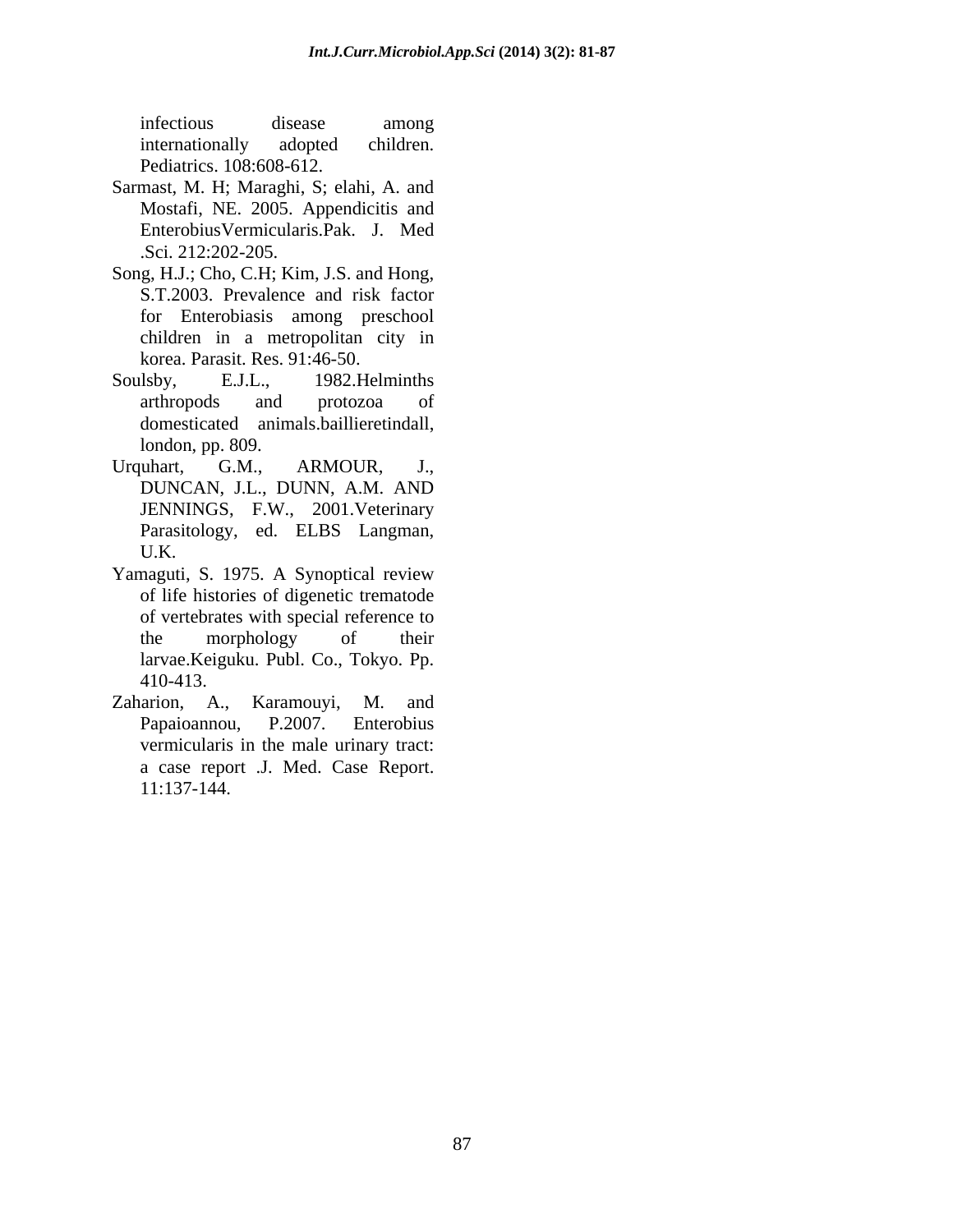infectious disease among internationally adopted children. Pediatrics. 108:608-612.

Sarmast, M. H; Maraghi, S; elahi, A. and Mostafi, NE. 2005. Appendicitis and EnterobiusVermicularis.Pak. J. Med .Sci. 212:202-205.

Song, H.J.; Cho, C.H; Kim, J.S. and Hong, S.T.2003. Prevalence and risk factor for Enterobiasis among preschool children in a metropolitan city in korea. Parasit. Res. 91:46-50.

Soulsby, E.J.L., 1982.Helminths arthropods and protozoa of domesticated animals.baillieretindall, london, pp. 809.

Urquhart, G.M., ARMOUR, J., DUNCAN, J.L., DUNN, A.M. AND JENNINGS, F.W., 2001.Veterinary Parasitology, ed. ELBS Langman, U.K.

Yamaguti, S. 1975. A Synoptical review of life histories of digenetic trematode of vertebrates with special reference to the morphology of their larvae.Keiguku. Publ. Co., Tokyo. Pp. 410-413.

Zaharion, A., Karamouyi, M. and Papaioannou, P.2007. Enterobius vermicularis in the male urinary tract: a case report .J. Med. Case Report. 11:137-144.